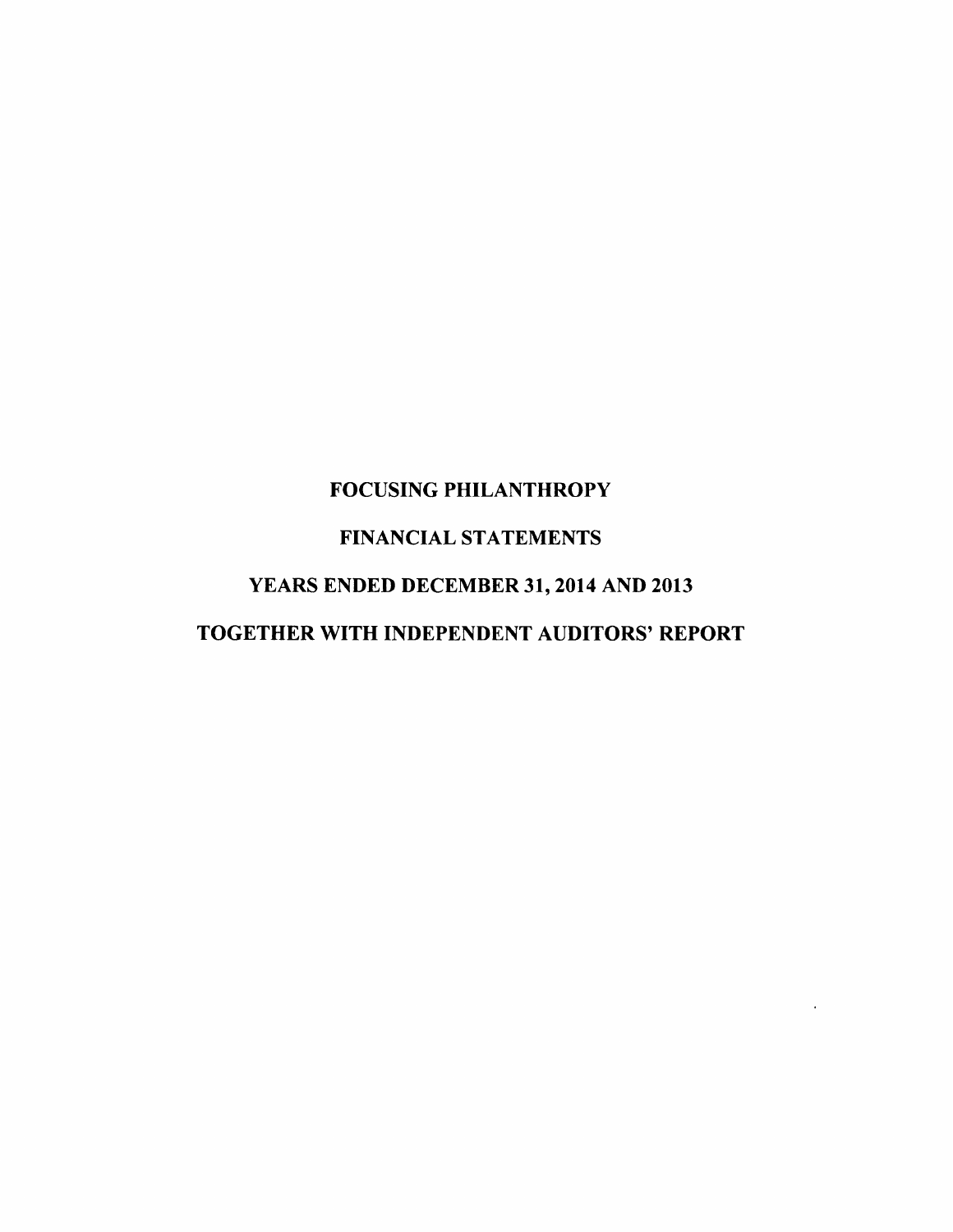# FOCUSING PHILANTHROPY

## FINANCIAL STATEMENTS

## YEARS ENDED DECEMBER 31, 2014 AND 2013

## TOGETHER WITH INDEPENDENT AUDITORS' REPORT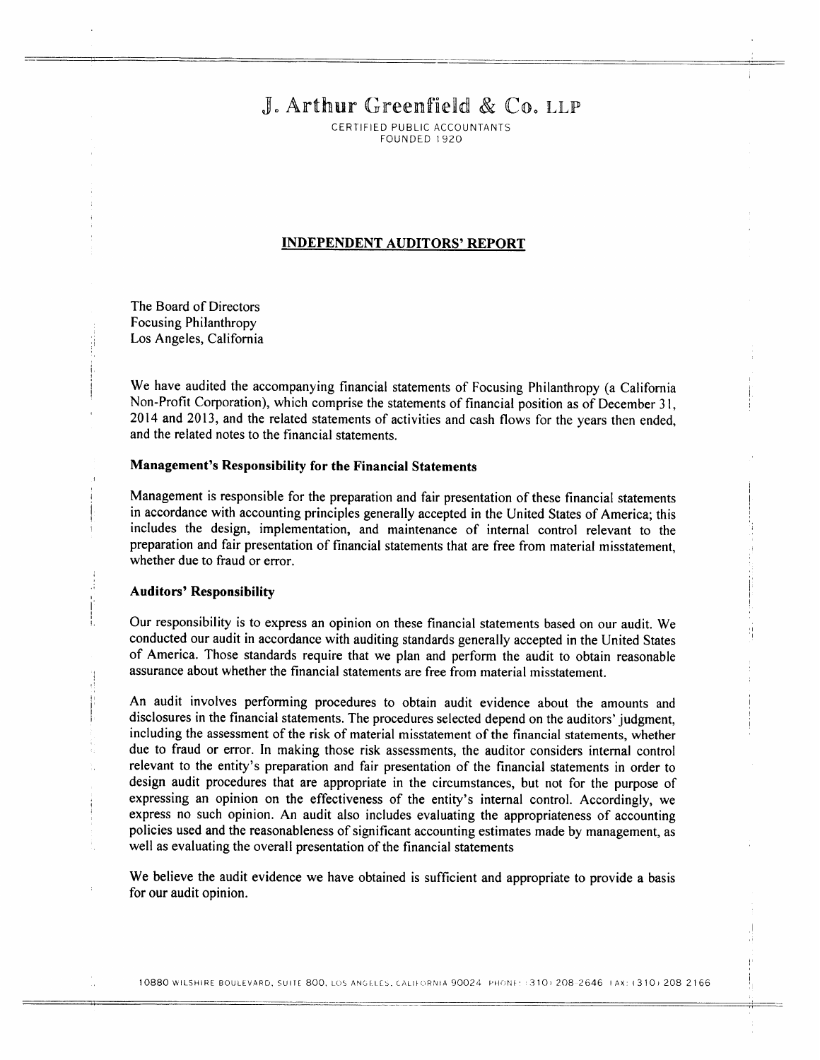# J. Arthur Greenfield & Co. LLP

CERTIFIED PUBLIC ACCOUNTANTS
FOUNDED 1920

## INDEPENDENT AUDITORS' REPORT

The Board of Directors
Focusing Philanthropy
Los Angeles, California

We have audited the accompanying financial statements of Focusing Philanthropy (a California Non-Profit Corporation), which comprise the statements of financial position as of December 31, 2014 and 2013, and the related statements of activities and cash flows for the years then ended, and the related notes to the financial statements.

### Management's Responsibility for the Financial Statements

Management is responsible for the preparation and fair presentation of these financial statements in accordance with accounting principles generally accepted in the United States of America; this includes the design, implementation, and maintenance of internal control relevant to the preparation and fair presentation of financial statements that are free from material misstatement, whether due to fraud or error.

### Auditors' Responsibility

Our responsibility is to express an opinion on these financial statements based on our audit. We conducted our audit in accordance with auditing standards generally accepted in the United States of America. Those standards require that we plan and perform the audit to obtain reasonable assurance about whether the financial statements are free from material misstatement.

An audit involves performing procedures to obtain audit evidence about the amounts and disclosures in the financial statements. The procedures selected depend on the auditors' judgment, including the assessment of the risk of material misstatement of the financial statements, whether due to fraud or error. In making those risk assessments, the auditor considers internal control relevant to the entity's preparation and fair presentation of the financial statements in order to design audit procedures that are appropriate in the circumstances, but not for the purpose of expressing an opinion on the effectiveness of the entity's internal control. Accordingly, we express no such opinion. An audit also includes evaluating the appropriateness of accounting policies used and the reasonableness of significant accounting estimates made by management, as well as evaluating the overall presentation of the financial statements

We believe the audit evidence we have obtained is sufficient and appropriate to provide a basis for our audit opinion.

10880 WILSHIRE BOULEVARD, SUITE 800, LOS ANGELES, CALIFORNIA 90024 PHONE: (310) 208 2646 FAX: (310) 208 2166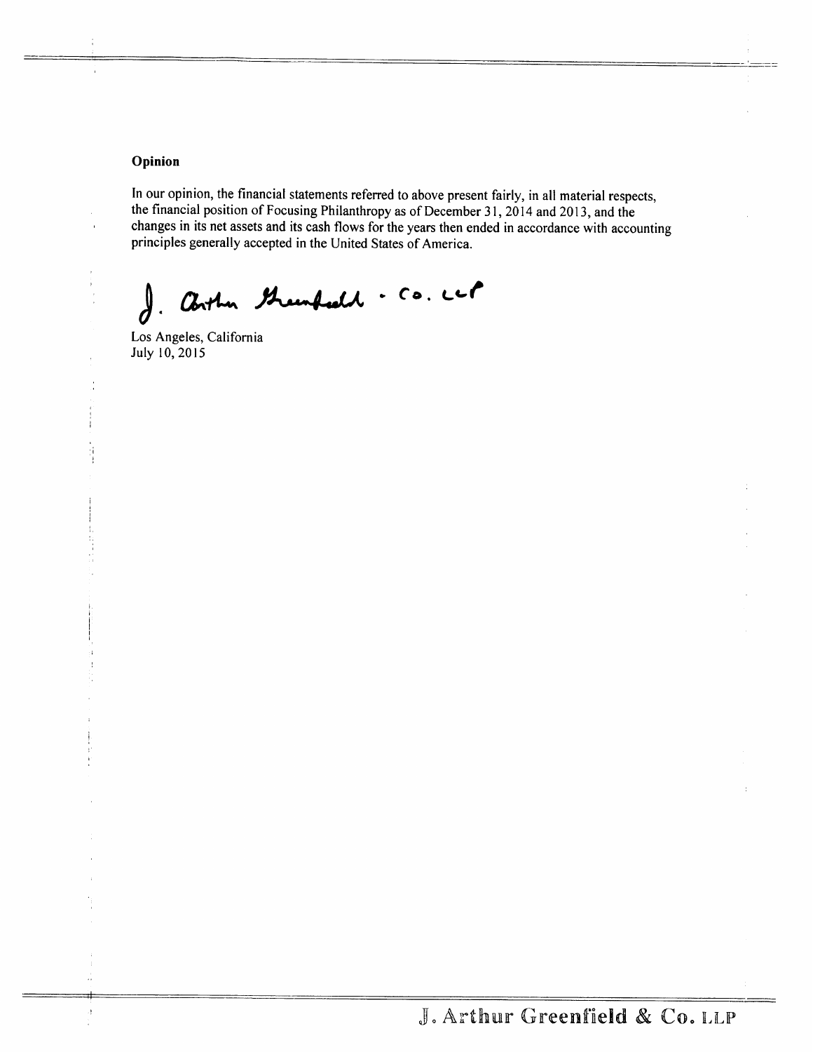### Opinion

In our opinion, the financial statements referred to above present fairly, in all material respects, the financial position of Focusing Philanthropy as of December 31, 2014 and 2013, and the changes in its net assets and its cash flows for the years then ended in accordance with accounting principles generally accepted in the United States of America.

J. Arthur Greenfield & Co. LLP

Los Angeles, California
July 10, 2015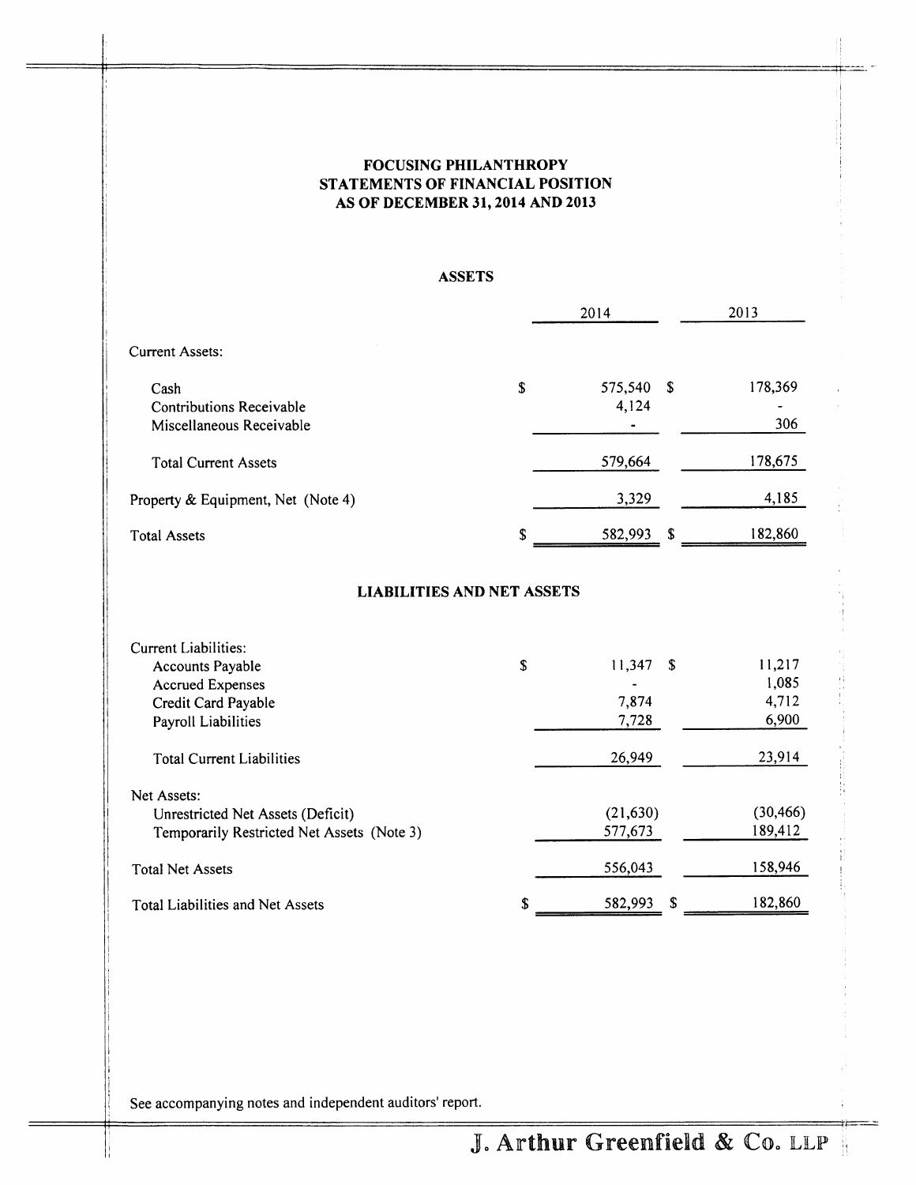# FOCUSING PHILANTHROPY
## STATEMENTS OF FINANCIAL POSITION
## AS OF DECEMBER 31, 2014 AND 2013

### ASSETS

| | 2014 | 2013 |
|---|---|---|
| Current Assets: | | |
| Cash | $ 575,540 | $ 178,369 |
| Contributions Receivable | 4,124 | - |
| Miscellaneous Receivable | - | 306 |
| Total Current Assets | 579,664 | 178,675 |
| Property & Equipment, Net (Note 4) | 3,329 | 4,185 |
| Total Assets | $ 582,993 | $ 182,860 |

### LIABILITIES AND NET ASSETS

| | 2014 | 2013 |
|---|---|---|
| Current Liabilities: | | |
| Accounts Payable | $ 11,347 | $ 11,217 |
| Accrued Expenses | - | 1,085 |
| Credit Card Payable | 7,874 | 4,712 |
| Payroll Liabilities | 7,728 | 6,900 |
| Total Current Liabilities | 26,949 | 23,914 |
| Net Assets: | | |
| Unrestricted Net Assets (Deficit) | (21,630) | (30,466) |
| Temporarily Restricted Net Assets (Note 3) | 577,673 | 189,412 |
| Total Net Assets | 556,043 | 158,946 |
| Total Liabilities and Net Assets | $ 582,993 | $ 182,860 |

See accompanying notes and independent auditors' report.

J. Arthur Greenfield & Co. LLP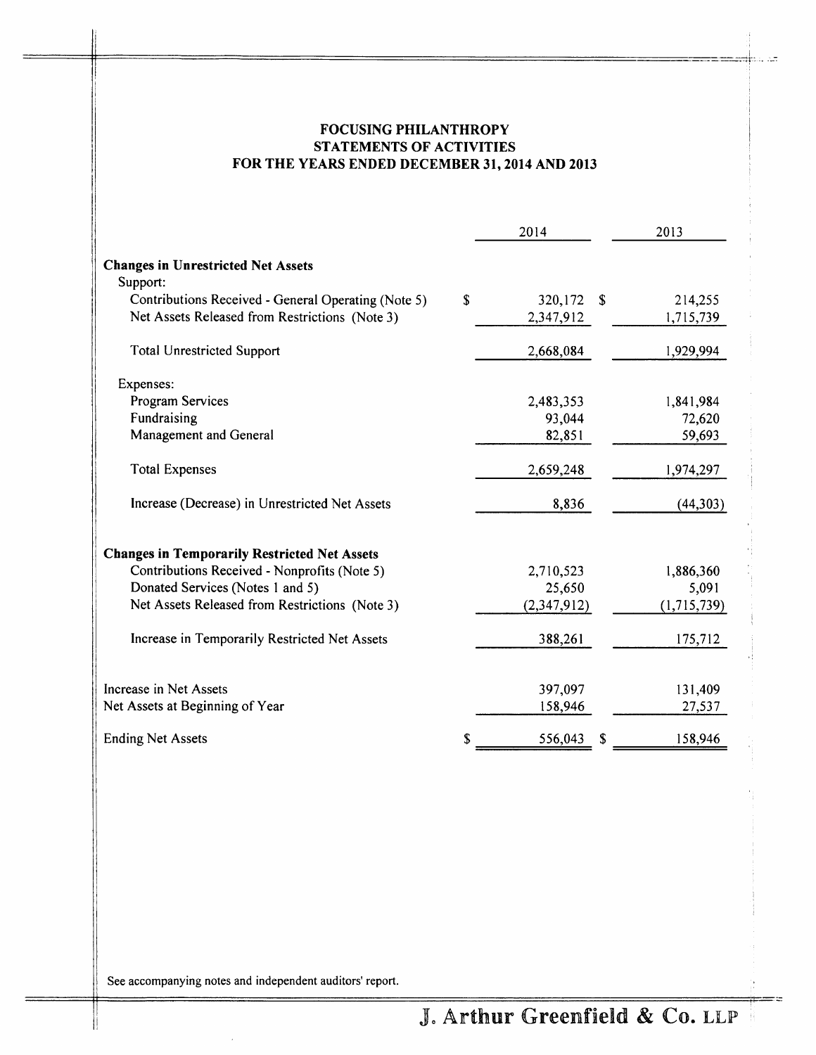# FOCUSING PHILANTHROPY
## STATEMENTS OF ACTIVITIES
## FOR THE YEARS ENDED DECEMBER 31, 2014 AND 2013

| | 2014 | 2013 |
|---|---|---|
| **Changes in Unrestricted Net Assets** | | |
| Support: | | |
| Contributions Received - General Operating (Note 5) | $ 320,172 | $ 214,255 |
| Net Assets Released from Restrictions (Note 3) | 2,347,912 | 1,715,739 |
| Total Unrestricted Support | 2,668,084 | 1,929,994 |
| Expenses: | | |
| Program Services | 2,483,353 | 1,841,984 |
| Fundraising | 93,044 | 72,620 |
| Management and General | 82,851 | 59,693 |
| Total Expenses | 2,659,248 | 1,974,297 |
| Increase (Decrease) in Unrestricted Net Assets | 8,836 | (44,303) |
| **Changes in Temporarily Restricted Net Assets** | | |
| Contributions Received - Nonprofits (Note 5) | 2,710,523 | 1,886,360 |
| Donated Services (Notes 1 and 5) | 25,650 | 5,091 |
| Net Assets Released from Restrictions (Note 3) | (2,347,912) | (1,715,739) |
| Increase in Temporarily Restricted Net Assets | 388,261 | 175,712 |
| Increase in Net Assets | 397,097 | 131,409 |
| Net Assets at Beginning of Year | 158,946 | 27,537 |
| Ending Net Assets | $ 556,043 | $ 158,946 |

See accompanying notes and independent auditors' report.

J. Arthur Greenfield & Co. LLP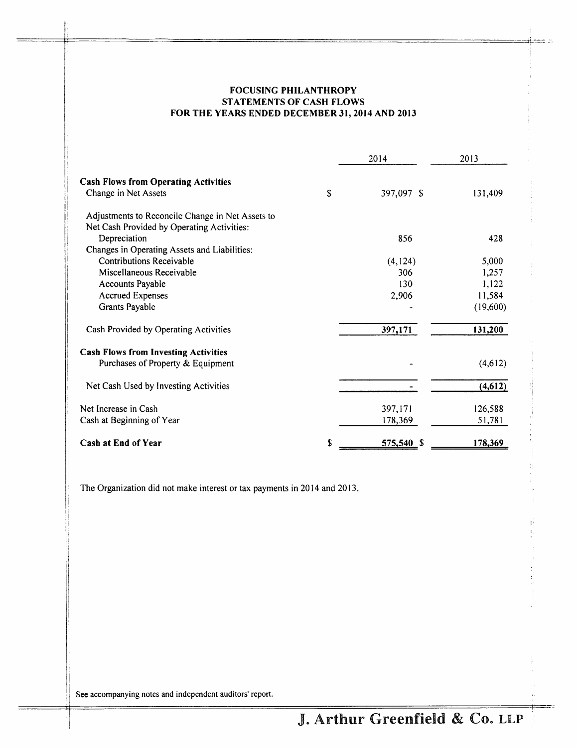**FOCUSING PHILANTHROPY**
**STATEMENTS OF CASH FLOWS**
**FOR THE YEARS ENDED DECEMBER 31, 2014 AND 2013**

| | 2014 | 2013 |
|---|---|---|
| **Cash Flows from Operating Activities** | | |
| Change in Net Assets | $ 397,097 | $ 131,409 |
| Adjustments to Reconcile Change in Net Assets to Net Cash Provided by Operating Activities: | | |
| Depreciation | 856 | 428 |
| Changes in Operating Assets and Liabilities: | | |
| Contributions Receivable | (4,124) | 5,000 |
| Miscellaneous Receivable | 306 | 1,257 |
| Accounts Payable | 130 | 1,122 |
| Accrued Expenses | 2,906 | 11,584 |
| Grants Payable | - | (19,600) |
| Cash Provided by Operating Activities | 397,171 | 131,200 |
| **Cash Flows from Investing Activities** | | |
| Purchases of Property & Equipment | - | (4,612) |
| Net Cash Used by Investing Activities | - | (4,612) |
| Net Increase in Cash | 397,171 | 126,588 |
| Cash at Beginning of Year | 178,369 | 51,781 |
| **Cash at End of Year** | $ 575,540 | $ 178,369 |

The Organization did not make interest or tax payments in 2014 and 2013.

See accompanying notes and independent auditors' report.

J. Arthur Greenfield & Co. LLP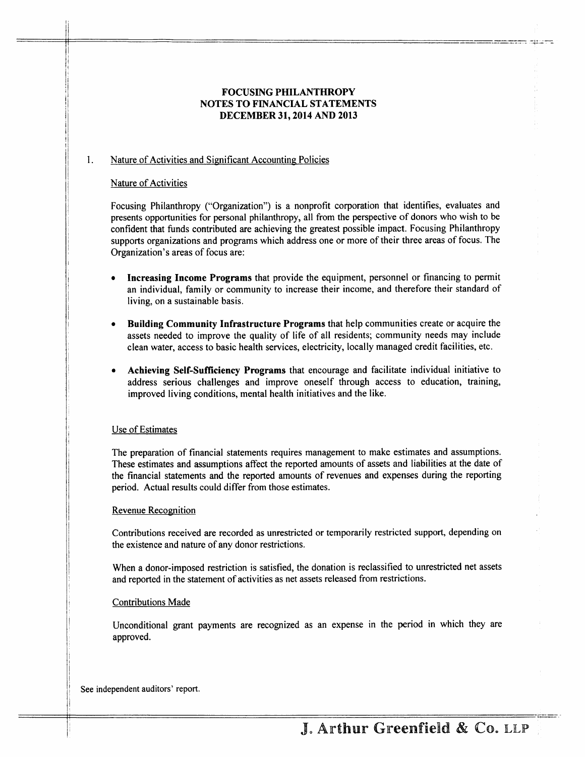# FOCUSING PHILANTHROPY
# NOTES TO FINANCIAL STATEMENTS
# DECEMBER 31, 2014 AND 2013

## 1. Nature of Activities and Significant Accounting Policies

### Nature of Activities

Focusing Philanthropy ("Organization") is a nonprofit corporation that identifies, evaluates and presents opportunities for personal philanthropy, all from the perspective of donors who wish to be confident that funds contributed are achieving the greatest possible impact. Focusing Philanthropy supports organizations and programs which address one or more of their three areas of focus. The Organization's areas of focus are:

- **Increasing Income Programs** that provide the equipment, personnel or financing to permit an individual, family or community to increase their income, and therefore their standard of living, on a sustainable basis.
- **Building Community Infrastructure Programs** that help communities create or acquire the assets needed to improve the quality of life of all residents; community needs may include clean water, access to basic health services, electricity, locally managed credit facilities, etc.
- **Achieving Self-Sufficiency Programs** that encourage and facilitate individual initiative to address serious challenges and improve oneself through access to education, training, improved living conditions, mental health initiatives and the like.

### Use of Estimates

The preparation of financial statements requires management to make estimates and assumptions. These estimates and assumptions affect the reported amounts of assets and liabilities at the date of the financial statements and the reported amounts of revenues and expenses during the reporting period. Actual results could differ from those estimates.

### Revenue Recognition

Contributions received are recorded as unrestricted or temporarily restricted support, depending on the existence and nature of any donor restrictions.

When a donor-imposed restriction is satisfied, the donation is reclassified to unrestricted net assets and reported in the statement of activities as net assets released from restrictions.

### Contributions Made

Unconditional grant payments are recognized as an expense in the period in which they are approved.

See independent auditors' report.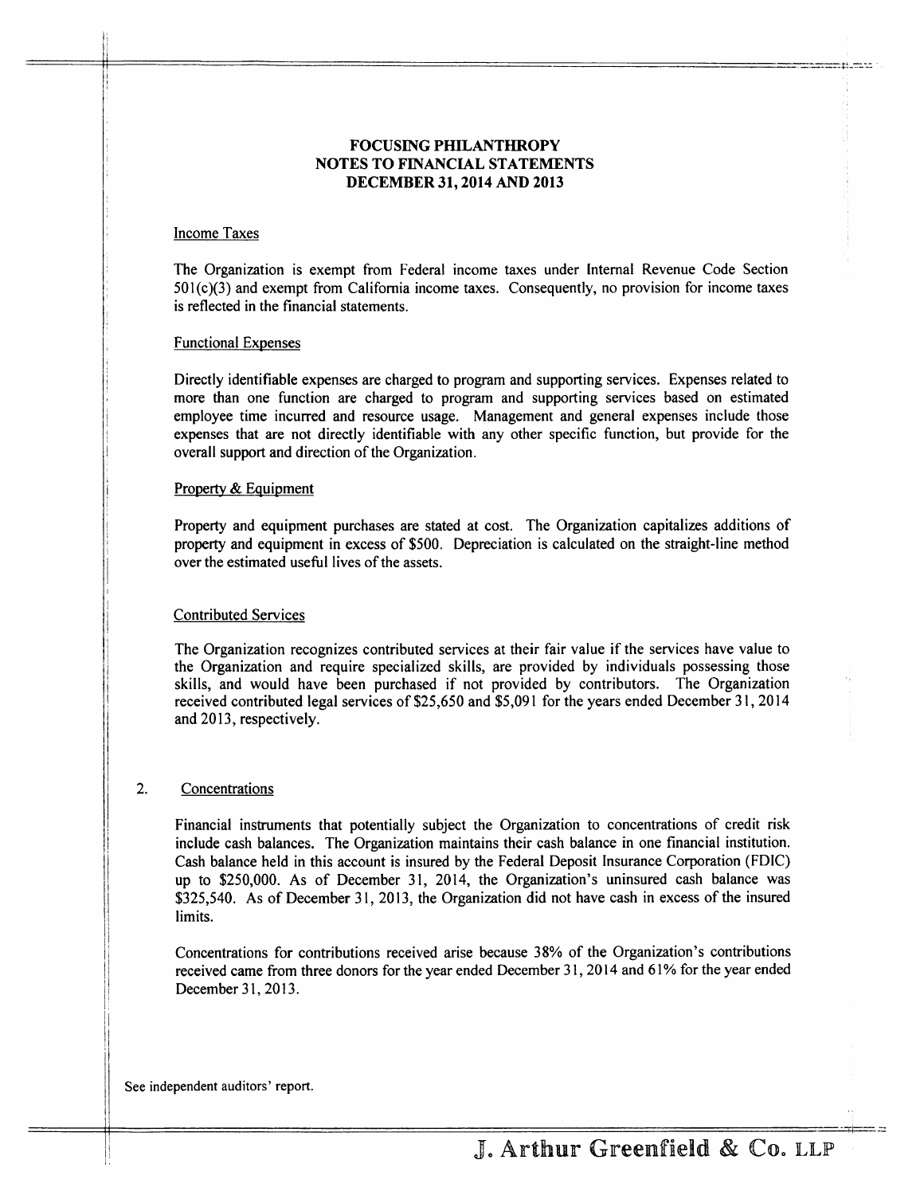# FOCUSING PHILANTHROPY
## NOTES TO FINANCIAL STATEMENTS
## DECEMBER 31, 2014 AND 2013

Income Taxes

The Organization is exempt from Federal income taxes under Internal Revenue Code Section 501(c)(3) and exempt from California income taxes. Consequently, no provision for income taxes is reflected in the financial statements.

Functional Expenses

Directly identifiable expenses are charged to program and supporting services. Expenses related to more than one function are charged to program and supporting services based on estimated employee time incurred and resource usage. Management and general expenses include those expenses that are not directly identifiable with any other specific function, but provide for the overall support and direction of the Organization.

Property & Equipment

Property and equipment purchases are stated at cost. The Organization capitalizes additions of property and equipment in excess of $500. Depreciation is calculated on the straight-line method over the estimated useful lives of the assets.

Contributed Services

The Organization recognizes contributed services at their fair value if the services have value to the Organization and require specialized skills, are provided by individuals possessing those skills, and would have been purchased if not provided by contributors. The Organization received contributed legal services of $25,650 and $5,091 for the years ended December 31, 2014 and 2013, respectively.

2. Concentrations

Financial instruments that potentially subject the Organization to concentrations of credit risk include cash balances. The Organization maintains their cash balance in one financial institution. Cash balance held in this account is insured by the Federal Deposit Insurance Corporation (FDIC) up to $250,000. As of December 31, 2014, the Organization's uninsured cash balance was $325,540. As of December 31, 2013, the Organization did not have cash in excess of the insured limits.

Concentrations for contributions received arise because 38% of the Organization's contributions received came from three donors for the year ended December 31, 2014 and 61% for the year ended December 31, 2013.

See independent auditors' report.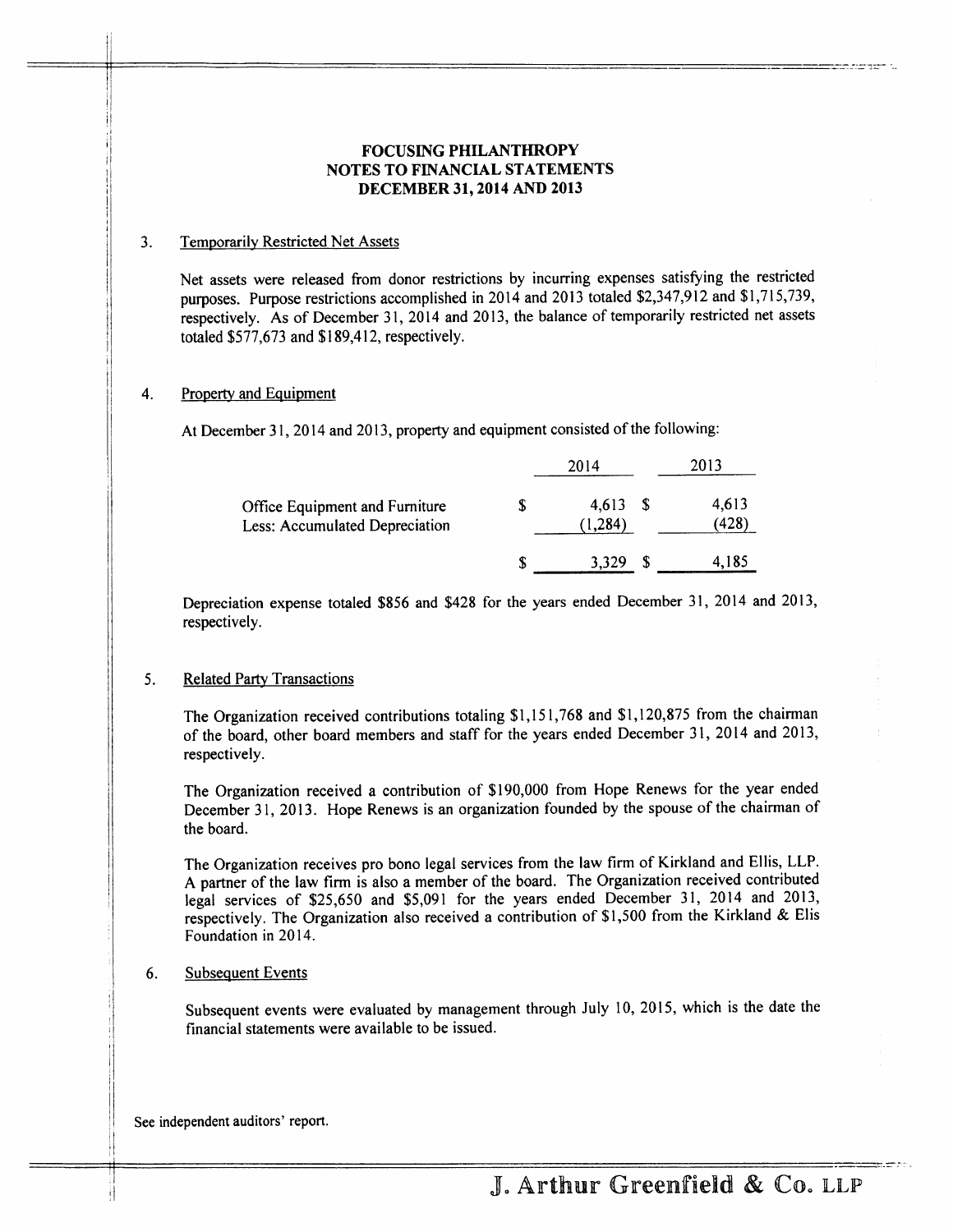# FOCUSING PHILANTHROPY
## NOTES TO FINANCIAL STATEMENTS
## DECEMBER 31, 2014 AND 2013

3. Temporarily Restricted Net Assets

   Net assets were released from donor restrictions by incurring expenses satisfying the restricted purposes. Purpose restrictions accomplished in 2014 and 2013 totaled $2,347,912 and $1,715,739, respectively. As of December 31, 2014 and 2013, the balance of temporarily restricted net assets totaled $577,673 and $189,412, respectively.

4. Property and Equipment

   At December 31, 2014 and 2013, property and equipment consisted of the following:

| | | 2014 | | 2013 |
|---|---|---|---|---|
| Office Equipment and Furniture | $ | 4,613 | $ | 4,613 |
| Less: Accumulated Depreciation | | (1,284) | | (428) |
| | $ | 3,329 | $ | 4,185 |

   Depreciation expense totaled $856 and $428 for the years ended December 31, 2014 and 2013, respectively.

5. Related Party Transactions

   The Organization received contributions totaling $1,151,768 and $1,120,875 from the chairman of the board, other board members and staff for the years ended December 31, 2014 and 2013, respectively.

   The Organization received a contribution of $190,000 from Hope Renews for the year ended December 31, 2013. Hope Renews is an organization founded by the spouse of the chairman of the board.

   The Organization receives pro bono legal services from the law firm of Kirkland and Ellis, LLP. A partner of the law firm is also a member of the board. The Organization received contributed legal services of $25,650 and $5,091 for the years ended December 31, 2014 and 2013, respectively. The Organization also received a contribution of $1,500 from the Kirkland & Elis Foundation in 2014.

6. Subsequent Events

   Subsequent events were evaluated by management through July 10, 2015, which is the date the financial statements were available to be issued.

See independent auditors' report.

J. Arthur Greenfield & Co. LLP